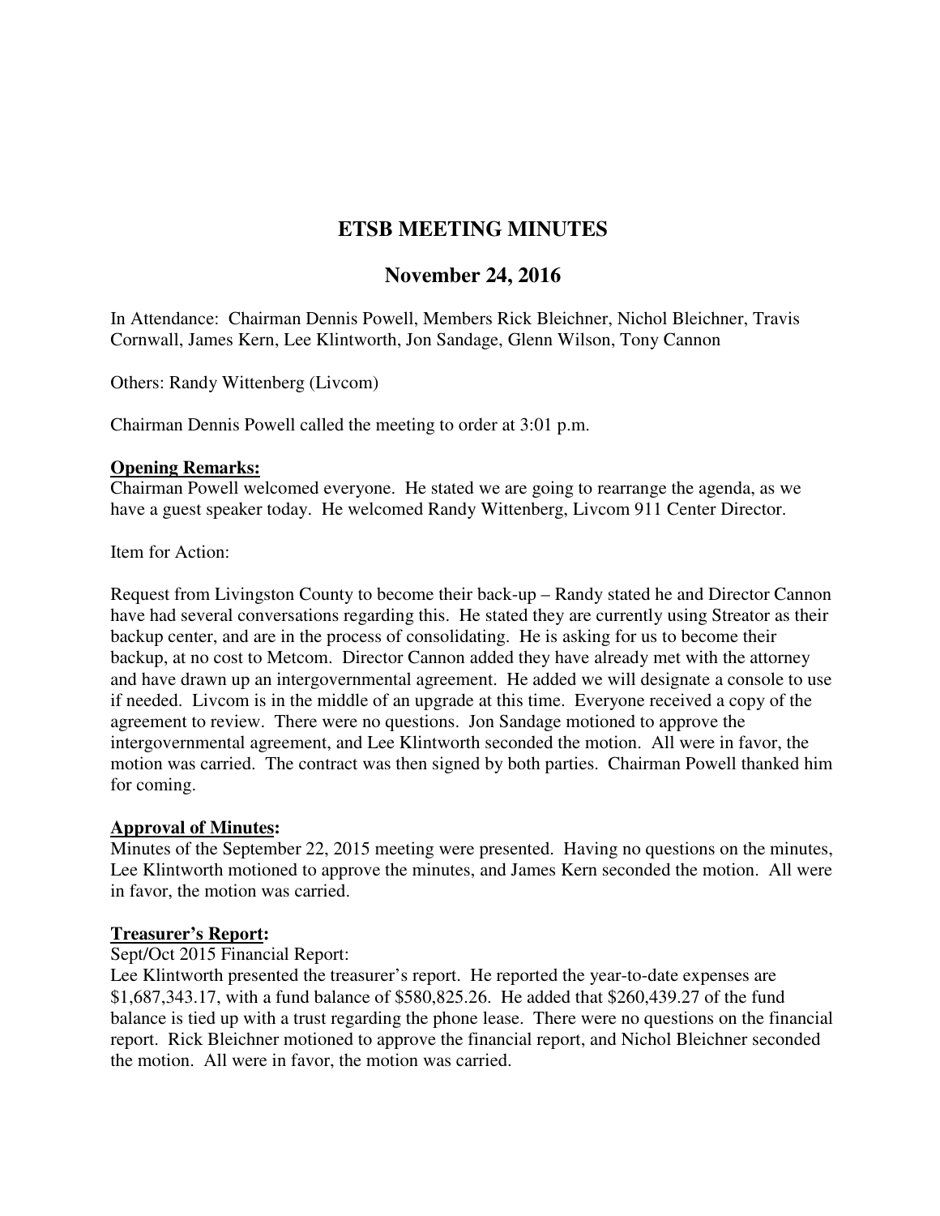# ETSB MEETING MINUTES

## November 24, 2016

In Attendance: Chairman Dennis Powell, Members Rick Bleichner, Nichol Bleichner, Travis Cornwall, James Kern, Lee Klintworth, Jon Sandage, Glenn Wilson, Tony Cannon

Others: Randy Wittenberg (Livcom)

Chairman Dennis Powell called the meeting to order at 3:01 p.m.

**Opening Remarks:**

Chairman Powell welcomed everyone. He stated we are going to rearrange the agenda, as we have a guest speaker today. He welcomed Randy Wittenberg, Livcom 911 Center Director.

Item for Action:

Request from Livingston County to become their back-up – Randy stated he and Director Cannon have had several conversations regarding this. He stated they are currently using Streator as their backup center, and are in the process of consolidating. He is asking for us to become their backup, at no cost to Metcom. Director Cannon added they have already met with the attorney and have drawn up an intergovernmental agreement. He added we will designate a console to use if needed. Livcom is in the middle of an upgrade at this time. Everyone received a copy of the agreement to review. There were no questions. Jon Sandage motioned to approve the intergovernmental agreement, and Lee Klintworth seconded the motion. All were in favor, the motion was carried. The contract was then signed by both parties. Chairman Powell thanked him for coming.

**Approval of Minutes:**

Minutes of the September 22, 2015 meeting were presented. Having no questions on the minutes, Lee Klintworth motioned to approve the minutes, and James Kern seconded the motion. All were in favor, the motion was carried.

**Treasurer's Report:**

Sept/Oct 2015 Financial Report:

Lee Klintworth presented the treasurer's report. He reported the year-to-date expenses are $1,687,343.17, with a fund balance of $580,825.26. He added that $260,439.27 of the fund balance is tied up with a trust regarding the phone lease. There were no questions on the financial report. Rick Bleichner motioned to approve the financial report, and Nichol Bleichner seconded the motion. All were in favor, the motion was carried.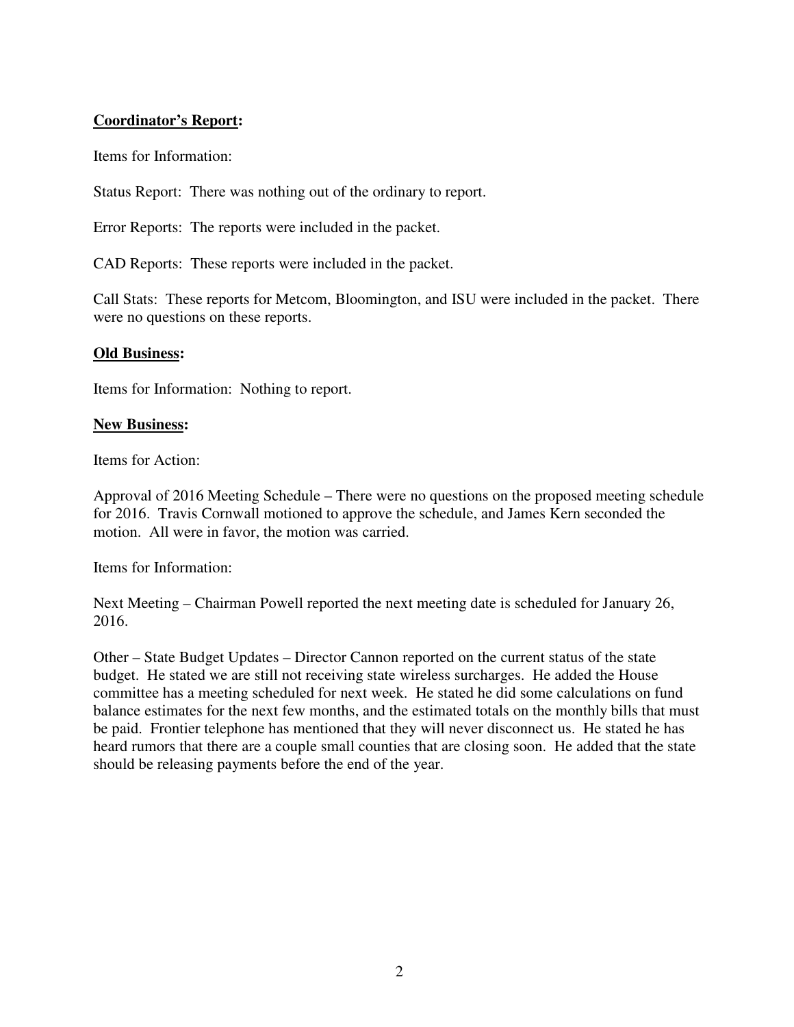**Coordinator's Report:**

Items for Information:

Status Report: There was nothing out of the ordinary to report.

Error Reports: The reports were included in the packet.

CAD Reports: These reports were included in the packet.

Call Stats: These reports for Metcom, Bloomington, and ISU were included in the packet. There were no questions on these reports.

**Old Business:**

Items for Information: Nothing to report.

**New Business:**

Items for Action:

Approval of 2016 Meeting Schedule – There were no questions on the proposed meeting schedule for 2016. Travis Cornwall motioned to approve the schedule, and James Kern seconded the motion. All were in favor, the motion was carried.

Items for Information:

Next Meeting – Chairman Powell reported the next meeting date is scheduled for January 26, 2016.

Other – State Budget Updates – Director Cannon reported on the current status of the state budget. He stated we are still not receiving state wireless surcharges. He added the House committee has a meeting scheduled for next week. He stated he did some calculations on fund balance estimates for the next few months, and the estimated totals on the monthly bills that must be paid. Frontier telephone has mentioned that they will never disconnect us. He stated he has heard rumors that there are a couple small counties that are closing soon. He added that the state should be releasing payments before the end of the year.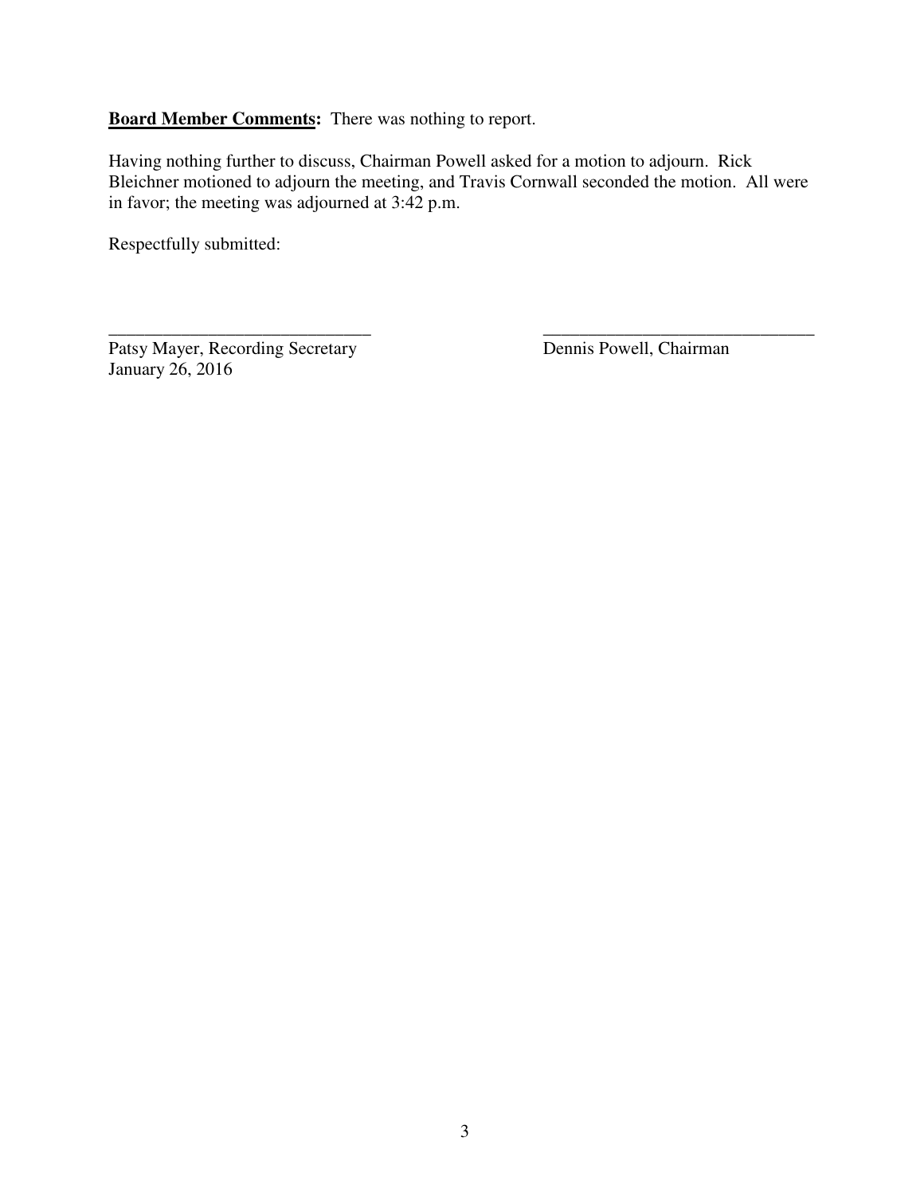**Board Member Comments:** There was nothing to report.

Having nothing further to discuss, Chairman Powell asked for a motion to adjourn. Rick Bleichner motioned to adjourn the meeting, and Travis Cornwall seconded the motion. All were in favor; the meeting was adjourned at 3:42 p.m.

Respectfully submitted:

| | |
|---|---|
| ______________________________ | ______________________________ |
| Patsy Mayer, Recording Secretary | Dennis Powell, Chairman |
| January 26, 2016 | |